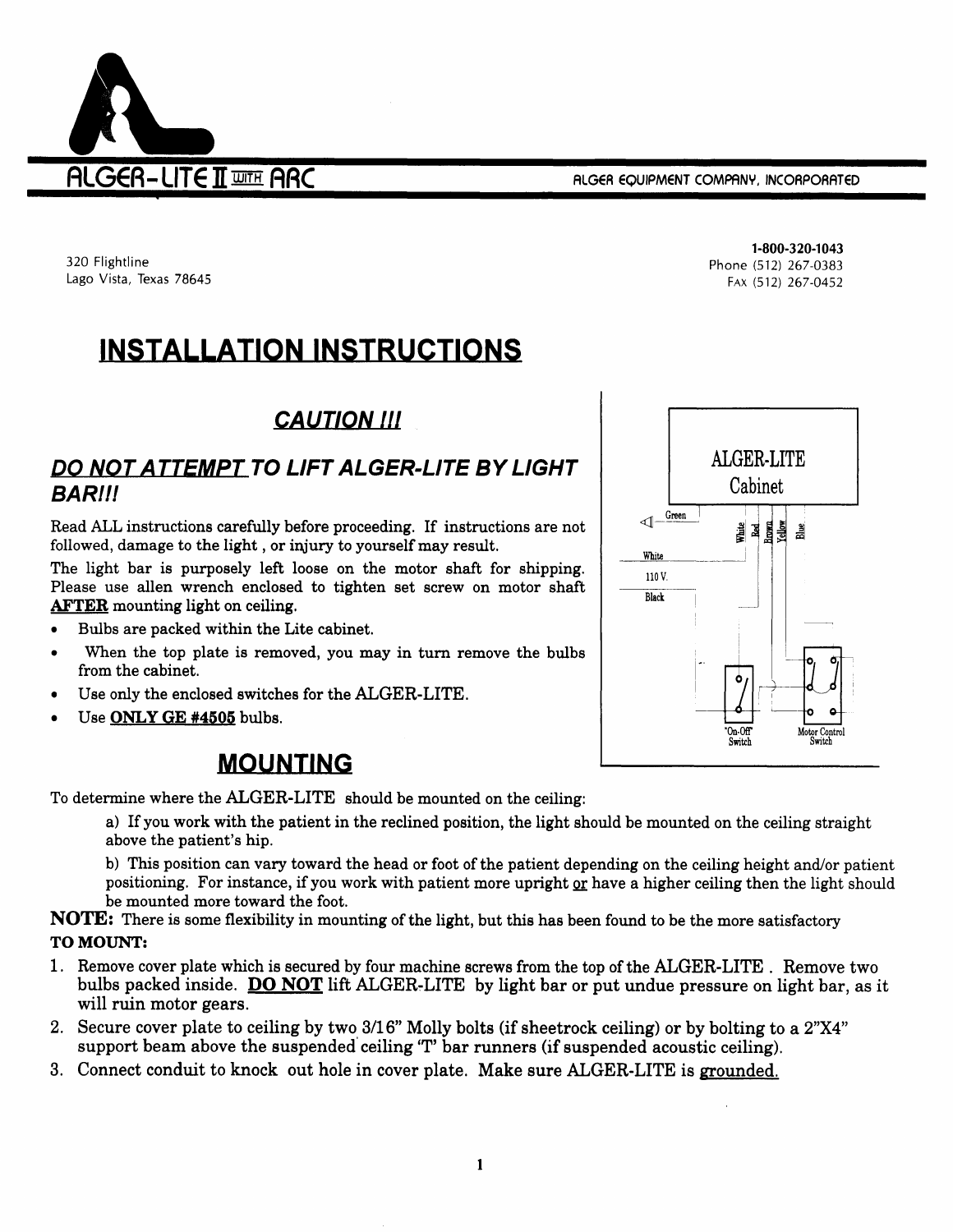ALGER-LITE II WITH ARC

ALGER EQUIPMENT COMPANY, INCORPORATED

320 Flightline
Lago Vista, Texas 78645

**1-800-320-1043**
Phone (512) 267-0383
FAX (512) 267-0452

# INSTALLATION INSTRUCTIONS

## *CAUTION !!!*

## *DO NOT ATTEMPT TO LIFT ALGER-LITE BY LIGHT BAR!!!*

Read ALL instructions carefully before proceeding. If instructions are not followed, damage to the light, or injury to yourself may result.

The light bar is purposely left loose on the motor shaft for shipping. Please use allen wrench enclosed to tighten set screw on motor shaft **AFTER** mounting light on ceiling.

- Bulbs are packed within the Lite cabinet.
- When the top plate is removed, you may in turn remove the bulbs from the cabinet.
- Use only the enclosed switches for the ALGER-LITE.
- Use **ONLY GE #4505** bulbs.

ALGER-LITE Cabinet

Green | White | Red | Brown | Yellow | Blue

White | 110 V. | Black

"On-Off" Switch | Motor Control Switch

## MOUNTING

To determine where the ALGER-LITE should be mounted on the ceiling:

a) If you work with the patient in the reclined position, the light should be mounted on the ceiling straight above the patient's hip.

b) This position can vary toward the head or foot of the patient depending on the ceiling height and/or patient positioning. For instance, if you work with patient more upright or have a higher ceiling then the light should be mounted more toward the foot.

**NOTE:** There is some flexibility in mounting of the light, but this has been found to be the more satisfactory

**TO MOUNT:**

1. Remove cover plate which is secured by four machine screws from the top of the ALGER-LITE. Remove two bulbs packed inside. **DO NOT** lift ALGER-LITE by light bar or put undue pressure on light bar, as it will ruin motor gears.
2. Secure cover plate to ceiling by two 3/16" Molly bolts (if sheetrock ceiling) or by bolting to a 2"X4" support beam above the suspended ceiling 'T' bar runners (if suspended acoustic ceiling).
3. Connect conduit to knock out hole in cover plate. Make sure ALGER-LITE is grounded.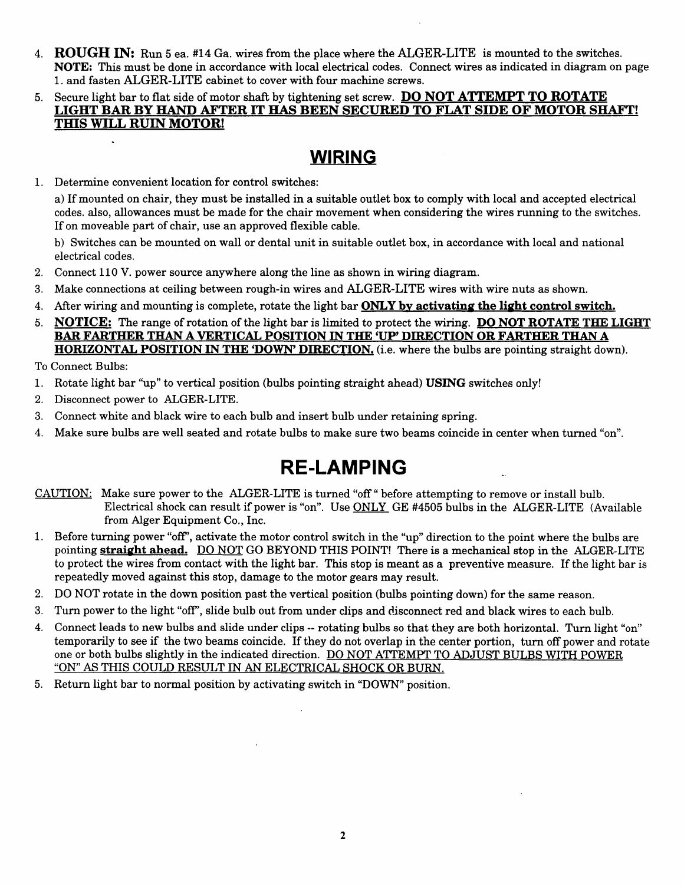4. **ROUGH IN:** Run 5 ea. #14 Ga. wires from the place where the ALGER-LITE is mounted to the switches. **NOTE:** This must be done in accordance with local electrical codes. Connect wires as indicated in diagram on page 1. and fasten ALGER-LITE cabinet to cover with four machine screws.
5. Secure light bar to flat side of motor shaft by tightening set screw. **DO NOT ATTEMPT TO ROTATE LIGHT BAR BY HAND AFTER IT HAS BEEN SECURED TO FLAT SIDE OF MOTOR SHAFT! THIS WILL RUIN MOTOR!**

## WIRING

1. Determine convenient location for control switches:

   a) If mounted on chair, they must be installed in a suitable outlet box to comply with local and accepted electrical codes. also, allowances must be made for the chair movement when considering the wires running to the switches. If on moveable part of chair, use an approved flexible cable.

   b) Switches can be mounted on wall or dental unit in suitable outlet box, in accordance with local and national electrical codes.
2. Connect 110 V. power source anywhere along the line as shown in wiring diagram.
3. Make connections at ceiling between rough-in wires and ALGER-LITE wires with wire nuts as shown.
4. After wiring and mounting is complete, rotate the light bar **ONLY by activating the light control switch.**
5. **NOTICE:** The range of rotation of the light bar is limited to protect the wiring. **DO NOT ROTATE THE LIGHT BAR FARTHER THAN A VERTICAL POSITION IN THE 'UP' DIRECTION OR FARTHER THAN A HORIZONTAL POSITION IN THE 'DOWN' DIRECTION.** (i.e. where the bulbs are pointing straight down).

To Connect Bulbs:

1. Rotate light bar "up" to vertical position (bulbs pointing straight ahead) **USING** switches only!
2. Disconnect power to ALGER-LITE.
3. Connect white and black wire to each bulb and insert bulb under retaining spring.
4. Make sure bulbs are well seated and rotate bulbs to make sure two beams coincide in center when turned "on".

## RE-LAMPING

CAUTION: Make sure power to the ALGER-LITE is turned "off" before attempting to remove or install bulb. Electrical shock can result if power is "on". Use ONLY GE #4505 bulbs in the ALGER-LITE (Available from Alger Equipment Co., Inc.

1. Before turning power "off", activate the motor control switch in the "up" direction to the point where the bulbs are pointing **straight ahead.** DO NOT GO BEYOND THIS POINT! There is a mechanical stop in the ALGER-LITE to protect the wires from contact with the light bar. This stop is meant as a preventive measure. If the light bar is repeatedly moved against this stop, damage to the motor gears may result.
2. DO NOT rotate in the down position past the vertical position (bulbs pointing down) for the same reason.
3. Turn power to the light "off", slide bulb out from under clips and disconnect red and black wires to each bulb.
4. Connect leads to new bulbs and slide under clips -- rotating bulbs so that they are both horizontal. Turn light "on" temporarily to see if the two beams coincide. If they do not overlap in the center portion, turn off power and rotate one or both bulbs slightly in the indicated direction. DO NOT ATTEMPT TO ADJUST BULBS WITH POWER "ON" AS THIS COULD RESULT IN AN ELECTRICAL SHOCK OR BURN.
5. Return light bar to normal position by activating switch in "DOWN" position.